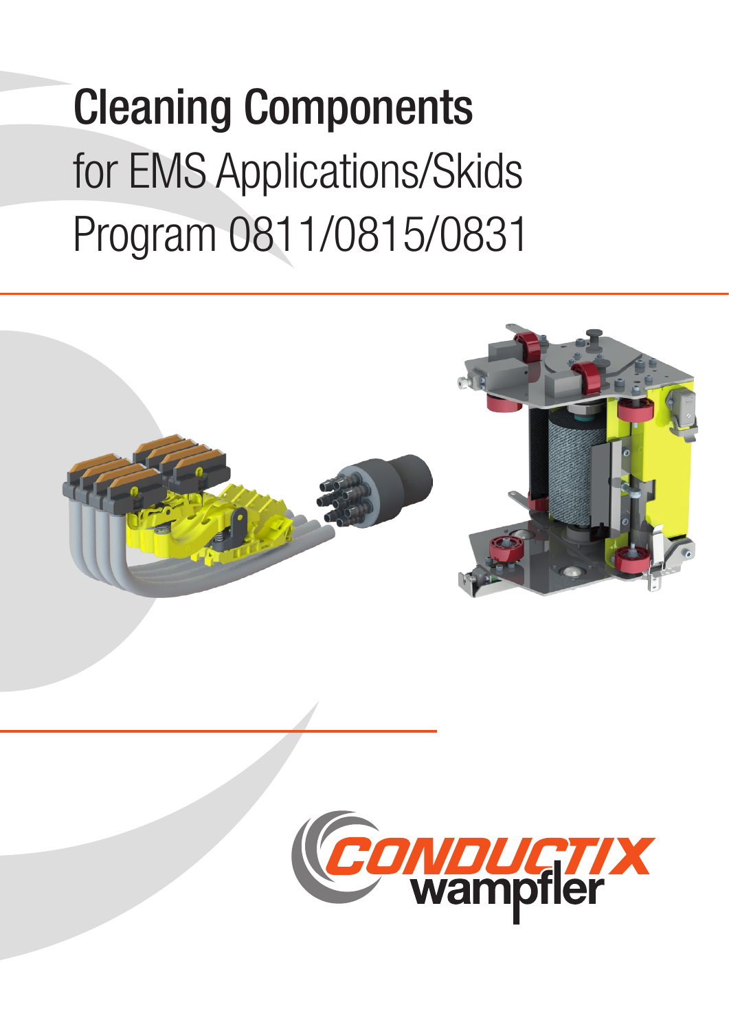# Cleaning Components

for EMS Applications/Skids

Program 0811/0815/0831

CONDUCTIX wampfler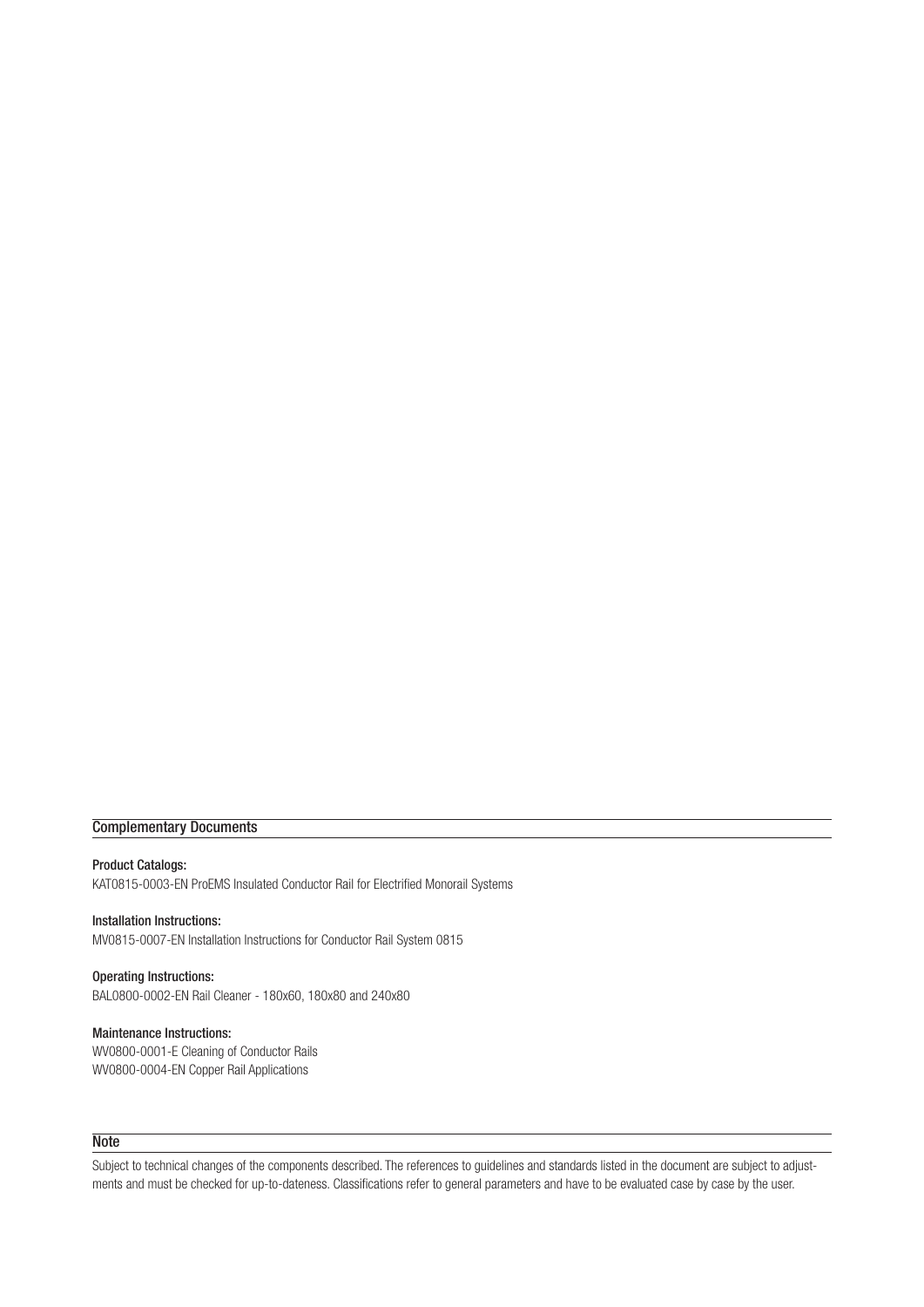## Complementary Documents

**Product Catalogs:**
KAT0815-0003-EN ProEMS Insulated Conductor Rail for Electrified Monorail Systems

**Installation Instructions:**
MV0815-0007-EN Installation Instructions for Conductor Rail System 0815

**Operating Instructions:**
BAL0800-0002-EN Rail Cleaner - 180x60, 180x80 and 240x80

**Maintenance Instructions:**
WV0800-0001-E Cleaning of Conductor Rails
WV0800-0004-EN Copper Rail Applications

## Note

Subject to technical changes of the components described. The references to guidelines and standards listed in the document are subject to adjustments and must be checked for up-to-dateness. Classifications refer to general parameters and have to be evaluated case by case by the user.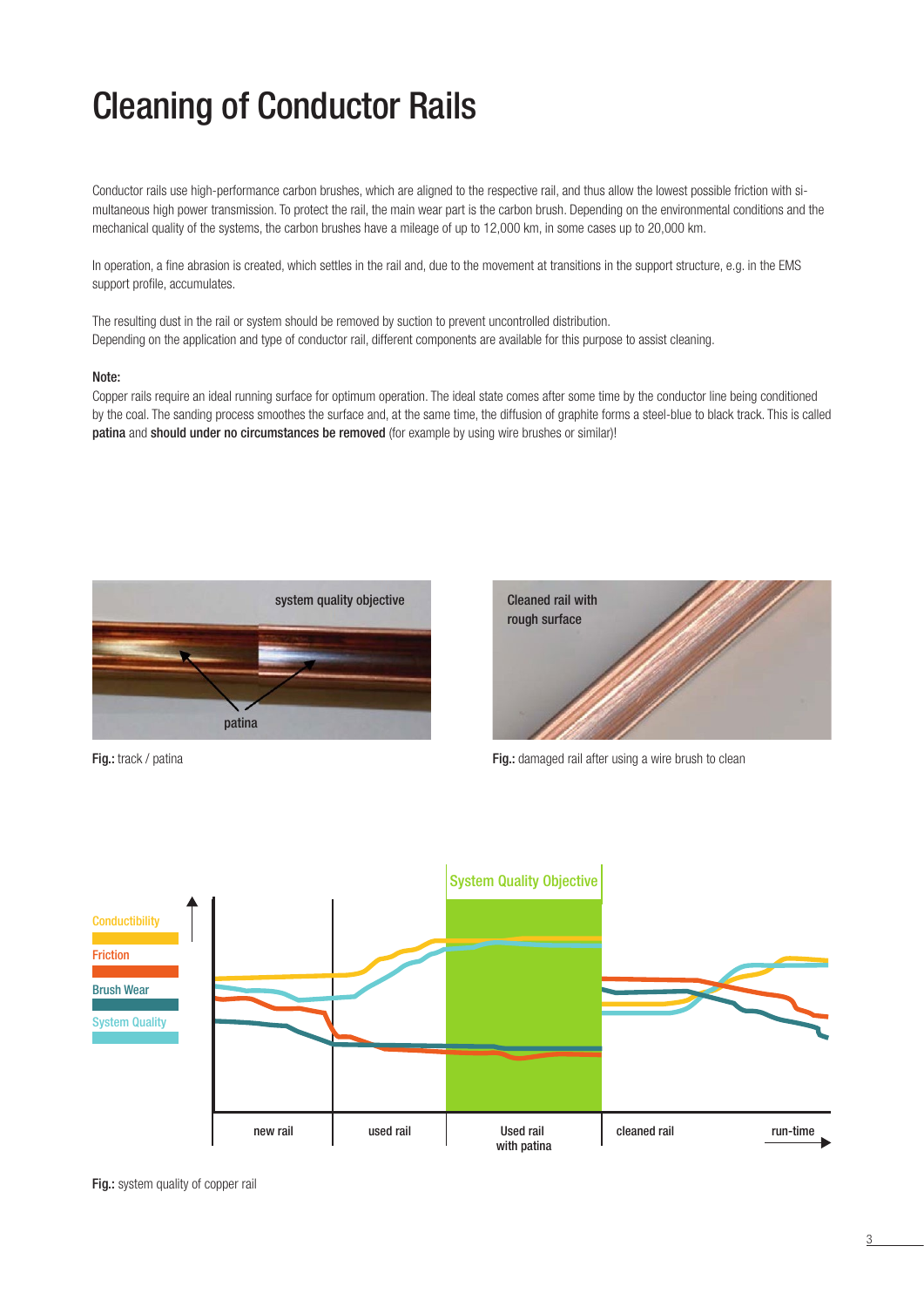# Cleaning of Conductor Rails

Conductor rails use high-performance carbon brushes, which are aligned to the respective rail, and thus allow the lowest possible friction with simultaneous high power transmission. To protect the rail, the main wear part is the carbon brush. Depending on the environmental conditions and the mechanical quality of the systems, the carbon brushes have a mileage of up to 12,000 km, in some cases up to 20,000 km.

In operation, a fine abrasion is created, which settles in the rail and, due to the movement at transitions in the support structure, e.g. in the EMS support profile, accumulates.

The resulting dust in the rail or system should be removed by suction to prevent uncontrolled distribution.
Depending on the application and type of conductor rail, different components are available for this purpose to assist cleaning.

**Note:**
Copper rails require an ideal running surface for optimum operation. The ideal state comes after some time by the conductor line being conditioned by the coal. The sanding process smoothes the surface and, at the same time, the diffusion of graphite forms a steel-blue to black track. This is called **patina** and **should under no circumstances be removed** (for example by using wire brushes or similar)!

system quality objective

patina

**Fig.:** track / patina

Cleaned rail with rough surface

**Fig.:** damaged rail after using a wire brush to clean

Conductibility
Friction
Brush Wear
System Quality

System Quality Objective

new rail | used rail | Used rail with patina | cleaned rail | run-time

**Fig.:** system quality of copper rail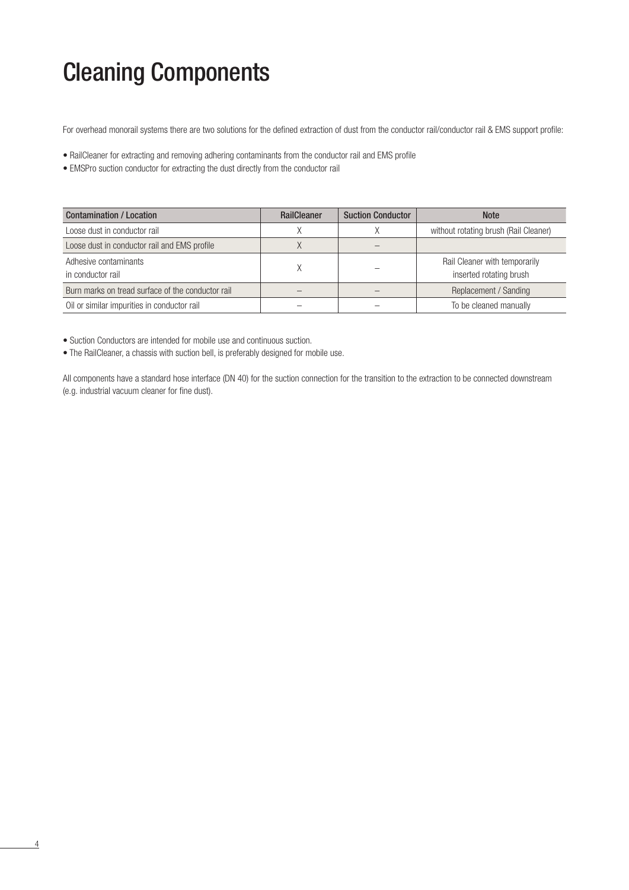# Cleaning Components

For overhead monorail systems there are two solutions for the defined extraction of dust from the conductor rail/conductor rail & EMS support profile:

- RailCleaner for extracting and removing adhering contaminants from the conductor rail and EMS profile
- EMSPro suction conductor for extracting the dust directly from the conductor rail

| Contamination / Location | RailCleaner | Suction Conductor | Note |
|---|---|---|---|
| Loose dust in conductor rail | X | X | without rotating brush (Rail Cleaner) |
| Loose dust in conductor rail and EMS profile | X | – | |
| Adhesive contaminants in conductor rail | X | – | Rail Cleaner with temporarily inserted rotating brush |
| Burn marks on tread surface of the conductor rail | – | – | Replacement / Sanding |
| Oil or similar impurities in conductor rail | – | – | To be cleaned manually |

- Suction Conductors are intended for mobile use and continuous suction.
- The RailCleaner, a chassis with suction bell, is preferably designed for mobile use.

All components have a standard hose interface (DN 40) for the suction connection for the transition to the extraction to be connected downstream (e.g. industrial vacuum cleaner for fine dust).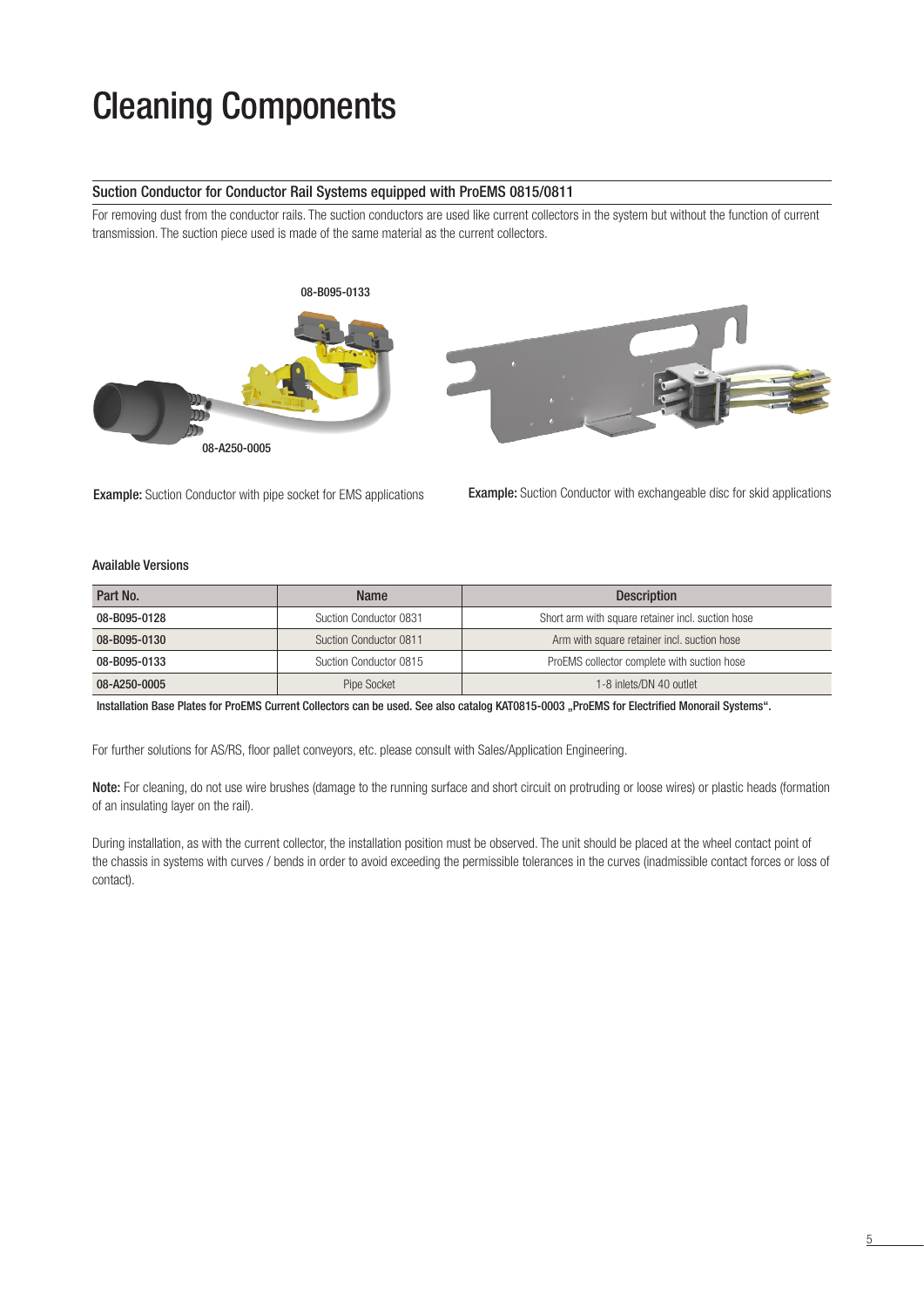# Cleaning Components

## Suction Conductor for Conductor Rail Systems equipped with ProEMS 0815/0811

For removing dust from the conductor rails. The suction conductors are used like current collectors in the system but without the function of current transmission. The suction piece used is made of the same material as the current collectors.

08-B095-0133

08-A250-0005

**Example:** Suction Conductor with pipe socket for EMS applications

**Example:** Suction Conductor with exchangeable disc for skid applications

### Available Versions

| Part No. | Name | Description |
|---|---|---|
| 08-B095-0128 | Suction Conductor 0831 | Short arm with square retainer incl. suction hose |
| 08-B095-0130 | Suction Conductor 0811 | Arm with square retainer incl. suction hose |
| 08-B095-0133 | Suction Conductor 0815 | ProEMS collector complete with suction hose |
| 08-A250-0005 | Pipe Socket | 1-8 inlets/DN 40 outlet |

Installation Base Plates for ProEMS Current Collectors can be used. See also catalog KAT0815-0003 „ProEMS for Electrified Monorail Systems".

For further solutions for AS/RS, floor pallet conveyors, etc. please consult with Sales/Application Engineering.

**Note:** For cleaning, do not use wire brushes (damage to the running surface and short circuit on protruding or loose wires) or plastic heads (formation of an insulating layer on the rail).

During installation, as with the current collector, the installation position must be observed. The unit should be placed at the wheel contact point of the chassis in systems with curves / bends in order to avoid exceeding the permissible tolerances in the curves (inadmissible contact forces or loss of contact).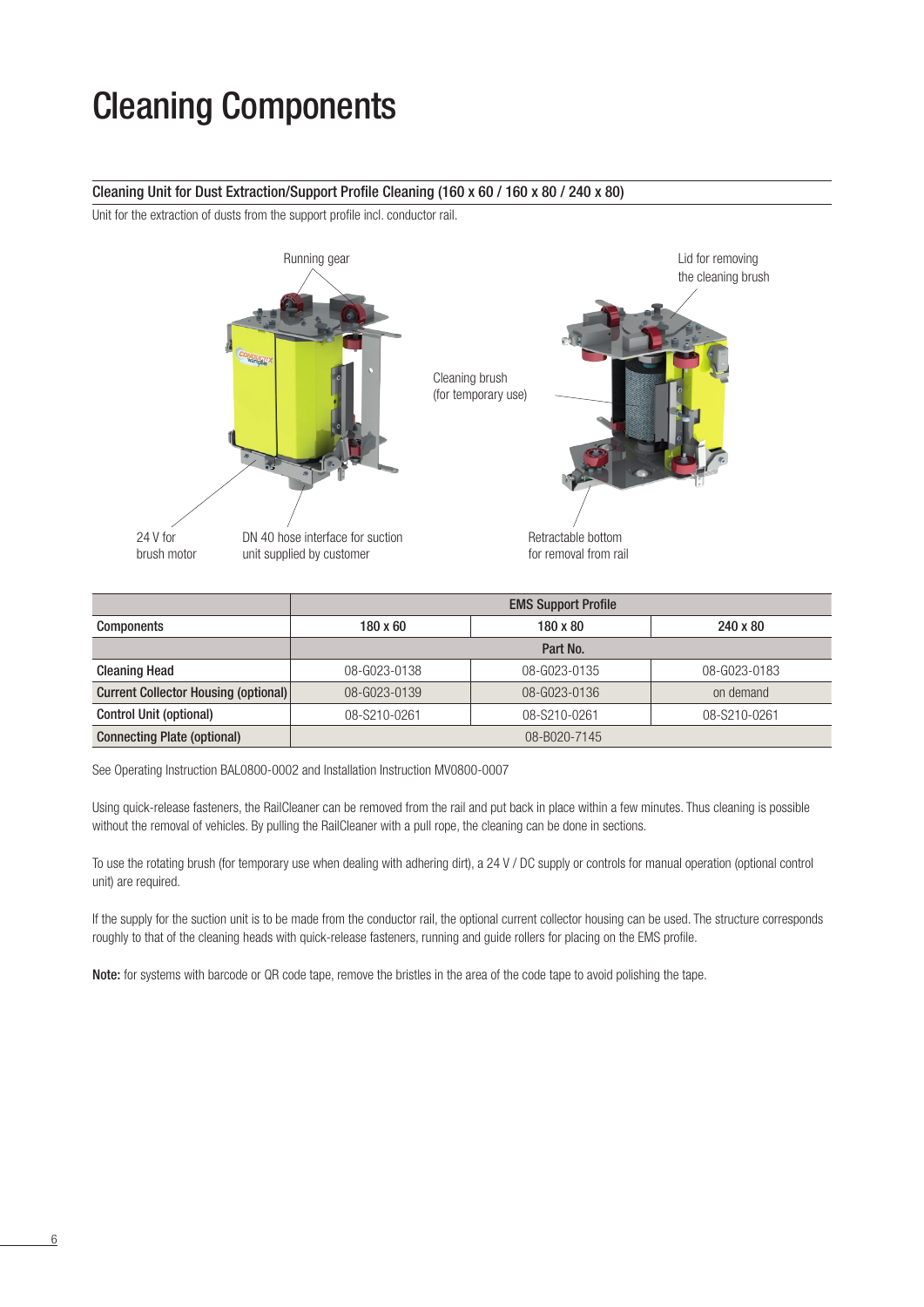# Cleaning Components

## Cleaning Unit for Dust Extraction/Support Profile Cleaning (160 x 60 / 160 x 80 / 240 x 80)

Unit for the extraction of dusts from the support profile incl. conductor rail.

Running gear

Lid for removing the cleaning brush

Cleaning brush (for temporary use)

24 V for brush motor

DN 40 hose interface for suction unit supplied by customer

Retractable bottom for removal from rail

| | EMS Support Profile | | |
|---|---|---|---|
| **Components** | 180 x 60 | 180 x 80 | 240 x 80 |
| | Part No. | | |
| **Cleaning Head** | 08-G023-0138 | 08-G023-0135 | 08-G023-0183 |
| **Current Collector Housing (optional)** | 08-G023-0139 | 08-G023-0136 | on demand |
| **Control Unit (optional)** | 08-S210-0261 | 08-S210-0261 | 08-S210-0261 |
| **Connecting Plate (optional)** | 08-B020-7145 | | |

See Operating Instruction BAL0800-0002 and Installation Instruction MV0800-0007

Using quick-release fasteners, the RailCleaner can be removed from the rail and put back in place within a few minutes. Thus cleaning is possible without the removal of vehicles. By pulling the RailCleaner with a pull rope, the cleaning can be done in sections.

To use the rotating brush (for temporary use when dealing with adhering dirt), a 24 V / DC supply or controls for manual operation (optional control unit) are required.

If the supply for the suction unit is to be made from the conductor rail, the optional current collector housing can be used. The structure corresponds roughly to that of the cleaning heads with quick-release fasteners, running and guide rollers for placing on the EMS profile.

**Note:** for systems with barcode or QR code tape, remove the bristles in the area of the code tape to avoid polishing the tape.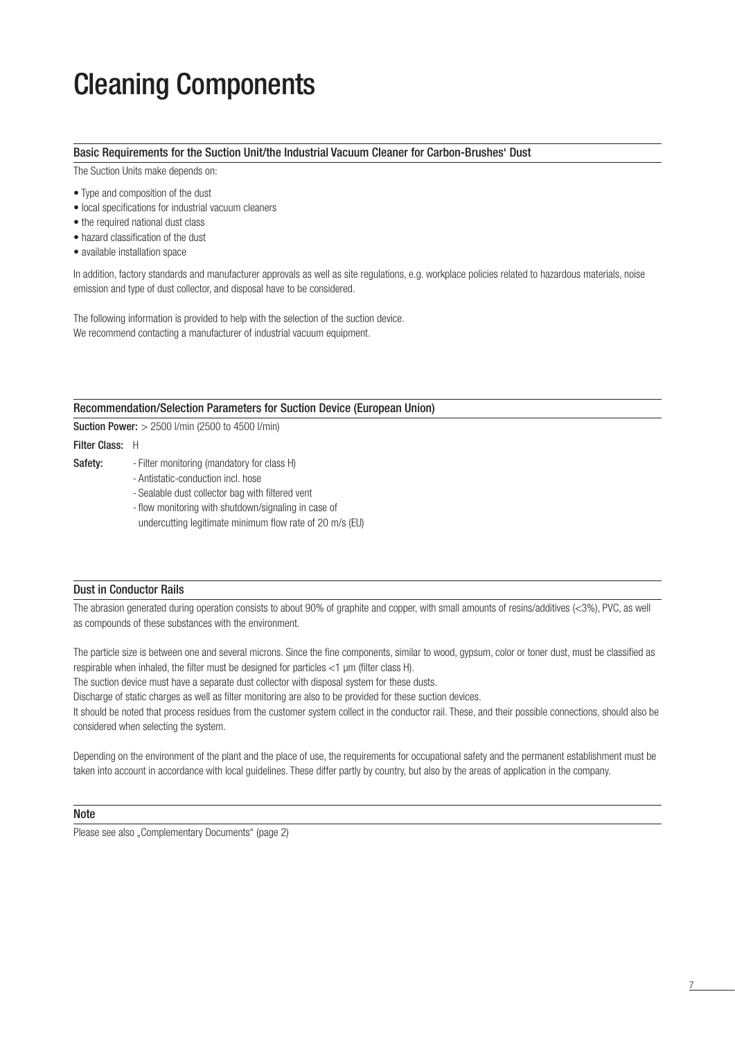# Cleaning Components

## Basic Requirements for the Suction Unit/the Industrial Vacuum Cleaner for Carbon-Brushes' Dust

The Suction Units make depends on:

- Type and composition of the dust
- local specifications for industrial vacuum cleaners
- the required national dust class
- hazard classification of the dust
- available installation space

In addition, factory standards and manufacturer approvals as well as site regulations, e.g. workplace policies related to hazardous materials, noise emission and type of dust collector, and disposal have to be considered.

The following information is provided to help with the selection of the suction device.
We recommend contacting a manufacturer of industrial vacuum equipment.

## Recommendation/Selection Parameters for Suction Device (European Union)

**Suction Power:** > 2500 l/min (2500 to 4500 l/min)

**Filter Class:** H

**Safety:**
- Filter monitoring (mandatory for class H)
- Antistatic-conduction incl. hose
- Sealable dust collector bag with filtered vent
- flow monitoring with shutdown/signaling in case of undercutting legitimate minimum flow rate of 20 m/s (EU)

## Dust in Conductor Rails

The abrasion generated during operation consists to about 90% of graphite and copper, with small amounts of resins/additives (<3%), PVC, as well as compounds of these substances with the environment.

The particle size is between one and several microns. Since the fine components, similar to wood, gypsum, color or toner dust, must be classified as respirable when inhaled, the filter must be designed for particles <1 µm (filter class H).

The suction device must have a separate dust collector with disposal system for these dusts.

Discharge of static charges as well as filter monitoring are also to be provided for these suction devices.

It should be noted that process residues from the customer system collect in the conductor rail. These, and their possible connections, should also be considered when selecting the system.

Depending on the environment of the plant and the place of use, the requirements for occupational safety and the permanent establishment must be taken into account in accordance with local guidelines. These differ partly by country, but also by the areas of application in the company.

## Note

Please see also „Complementary Documents" (page 2)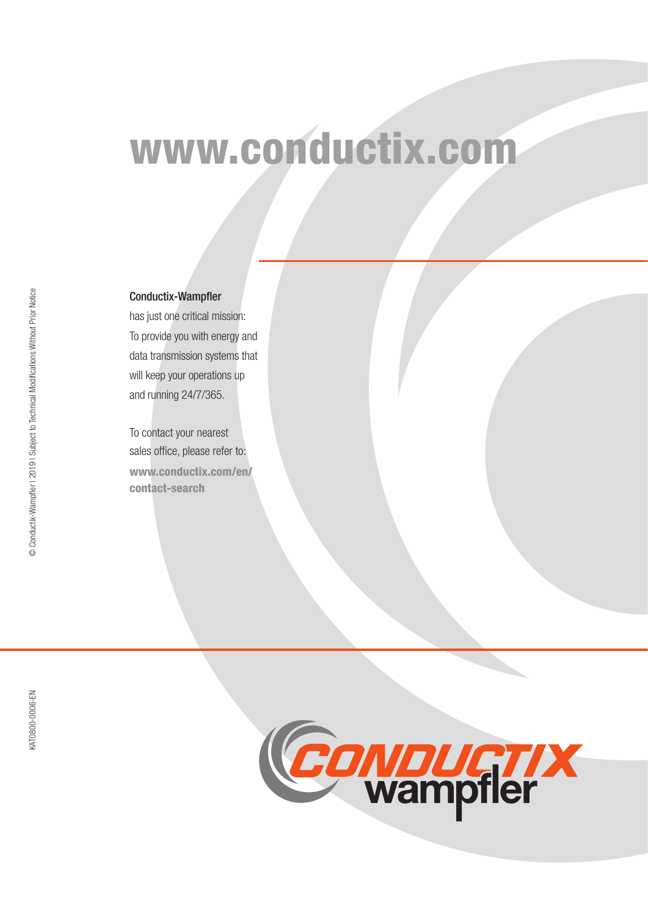# www.conductix.com

**Conductix-Wampfler**
has just one critical mission:
To provide you with energy and data transmission systems that will keep your operations up and running 24/7/365.

To contact your nearest sales office, please refer to:
**www.conductix.com/en/contact-search**

© Conductix-Wampfler | 2019 | Subject to Technical Modifications Without Prior Notice

KAT0800-0006-EN